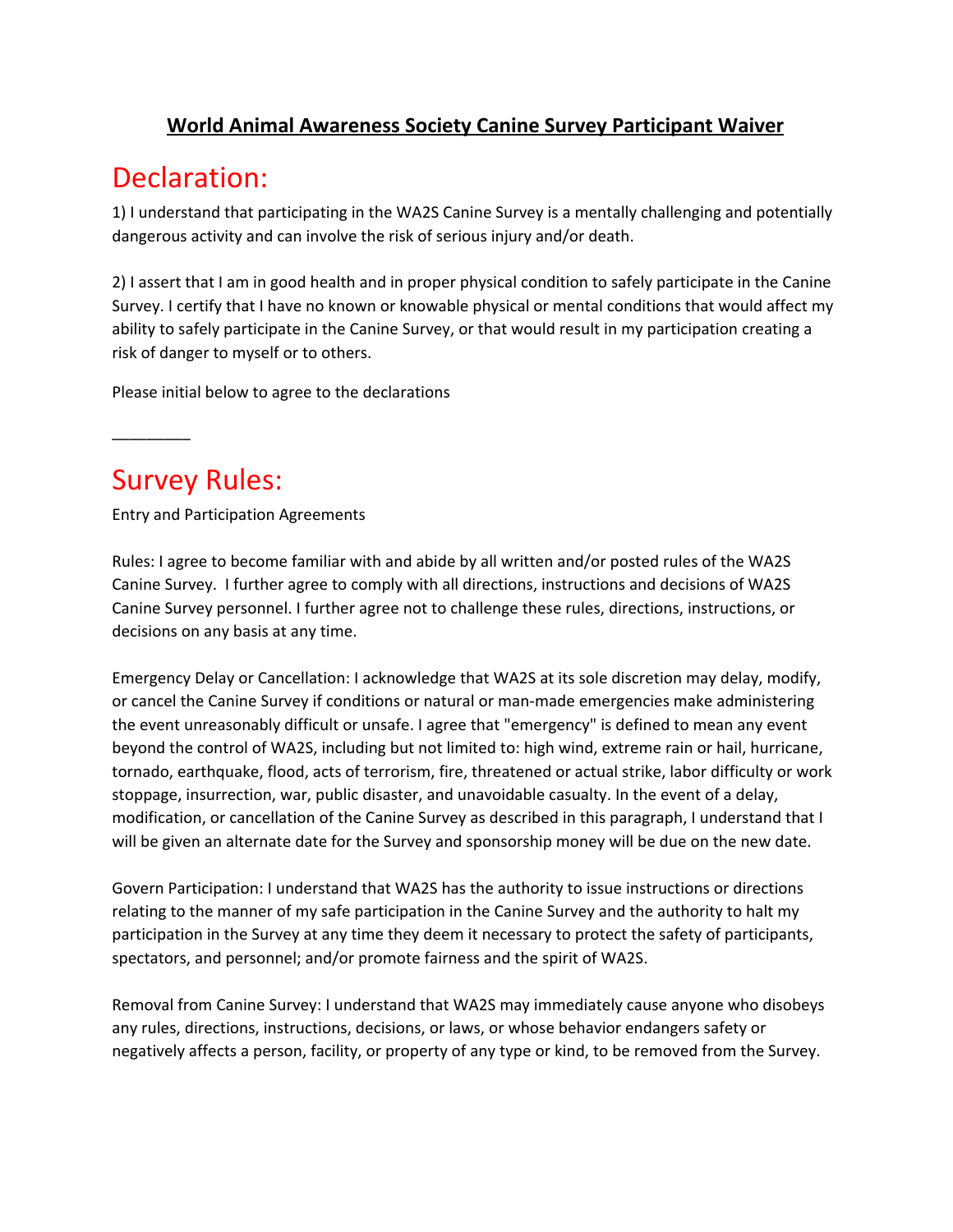# World Animal Awareness Society Canine Survey Participant Waiver

## Declaration:

1) I understand that participating in the WA2S Canine Survey is a mentally challenging and potentially dangerous activity and can involve the risk of serious injury and/or death.

2) I assert that I am in good health and in proper physical condition to safely participate in the Canine Survey. I certify that I have no known or knowable physical or mental conditions that would affect my ability to safely participate in the Canine Survey, or that would result in my participation creating a risk of danger to myself or to others.

Please initial below to agree to the declarations

________

## Survey Rules:

Entry and Participation Agreements

Rules: I agree to become familiar with and abide by all written and/or posted rules of the WA2S Canine Survey. I further agree to comply with all directions, instructions and decisions of WA2S Canine Survey personnel. I further agree not to challenge these rules, directions, instructions, or decisions on any basis at any time.

Emergency Delay or Cancellation: I acknowledge that WA2S at its sole discretion may delay, modify, or cancel the Canine Survey if conditions or natural or man-made emergencies make administering the event unreasonably difficult or unsafe. I agree that "emergency" is defined to mean any event beyond the control of WA2S, including but not limited to: high wind, extreme rain or hail, hurricane, tornado, earthquake, flood, acts of terrorism, fire, threatened or actual strike, labor difficulty or work stoppage, insurrection, war, public disaster, and unavoidable casualty. In the event of a delay, modification, or cancellation of the Canine Survey as described in this paragraph, I understand that I will be given an alternate date for the Survey and sponsorship money will be due on the new date.

Govern Participation: I understand that WA2S has the authority to issue instructions or directions relating to the manner of my safe participation in the Canine Survey and the authority to halt my participation in the Survey at any time they deem it necessary to protect the safety of participants, spectators, and personnel; and/or promote fairness and the spirit of WA2S.

Removal from Canine Survey: I understand that WA2S may immediately cause anyone who disobeys any rules, directions, instructions, decisions, or laws, or whose behavior endangers safety or negatively affects a person, facility, or property of any type or kind, to be removed from the Survey.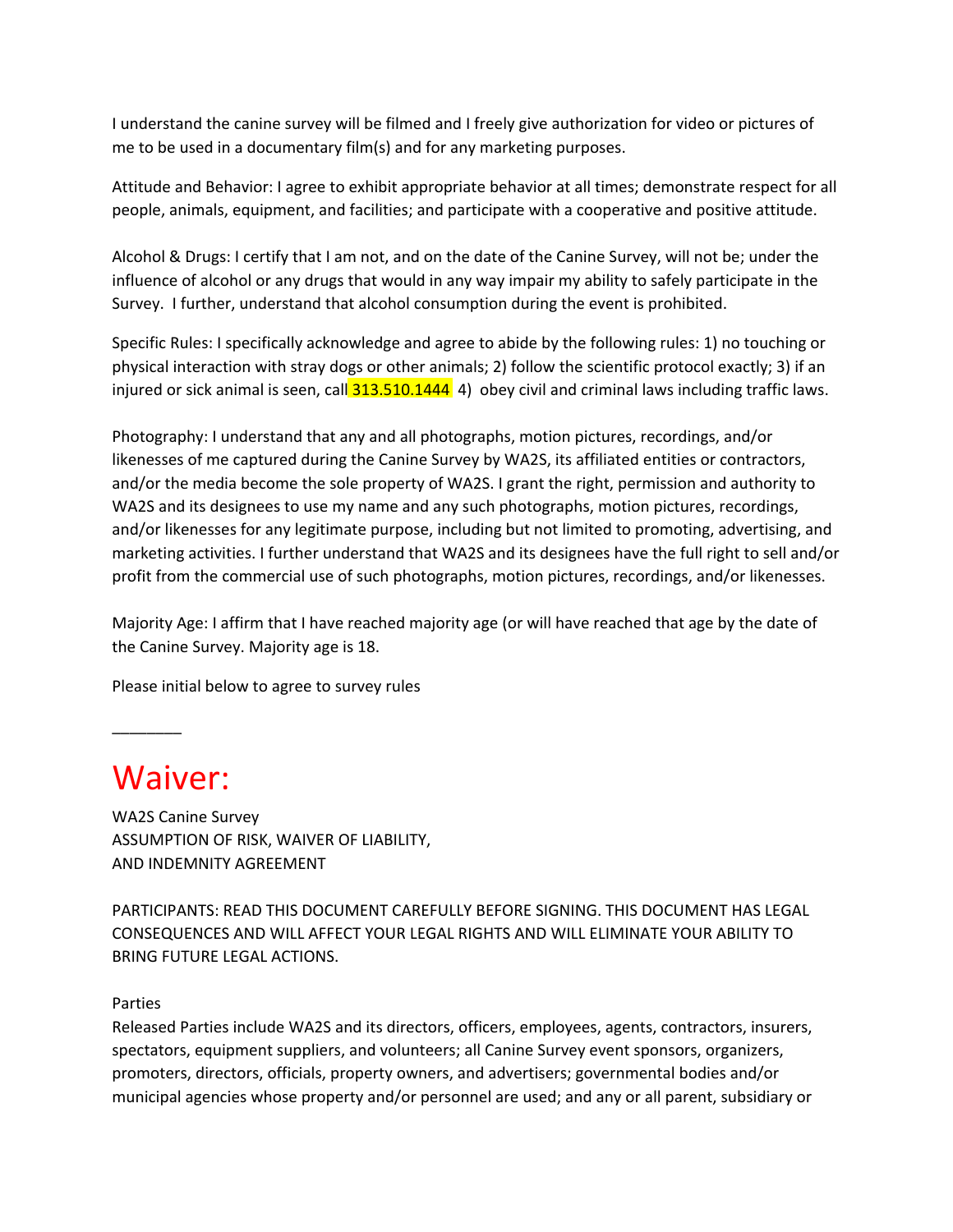I understand the canine survey will be filmed and I freely give authorization for video or pictures of me to be used in a documentary film(s) and for any marketing purposes.

Attitude and Behavior: I agree to exhibit appropriate behavior at all times; demonstrate respect for all people, animals, equipment, and facilities; and participate with a cooperative and positive attitude.

Alcohol & Drugs: I certify that I am not, and on the date of the Canine Survey, will not be; under the influence of alcohol or any drugs that would in any way impair my ability to safely participate in the Survey. I further, understand that alcohol consumption during the event is prohibited.

Specific Rules: I specifically acknowledge and agree to abide by the following rules: 1) no touching or physical interaction with stray dogs or other animals; 2) follow the scientific protocol exactly; 3) if an injured or sick animal is seen, call 313.510.1444 4) obey civil and criminal laws including traffic laws.

Photography: I understand that any and all photographs, motion pictures, recordings, and/or likenesses of me captured during the Canine Survey by WA2S, its affiliated entities or contractors, and/or the media become the sole property of WA2S. I grant the right, permission and authority to WA2S and its designees to use my name and any such photographs, motion pictures, recordings, and/or likenesses for any legitimate purpose, including but not limited to promoting, advertising, and marketing activities. I further understand that WA2S and its designees have the full right to sell and/or profit from the commercial use of such photographs, motion pictures, recordings, and/or likenesses.

Majority Age: I affirm that I have reached majority age (or will have reached that age by the date of the Canine Survey. Majority age is 18.

Please initial below to agree to survey rules

________

# Waiver:

WA2S Canine Survey
ASSUMPTION OF RISK, WAIVER OF LIABILITY,
AND INDEMNITY AGREEMENT

PARTICIPANTS: READ THIS DOCUMENT CAREFULLY BEFORE SIGNING. THIS DOCUMENT HAS LEGAL CONSEQUENCES AND WILL AFFECT YOUR LEGAL RIGHTS AND WILL ELIMINATE YOUR ABILITY TO BRING FUTURE LEGAL ACTIONS.

Parties
Released Parties include WA2S and its directors, officers, employees, agents, contractors, insurers, spectators, equipment suppliers, and volunteers; all Canine Survey event sponsors, organizers, promoters, directors, officials, property owners, and advertisers; governmental bodies and/or municipal agencies whose property and/or personnel are used; and any or all parent, subsidiary or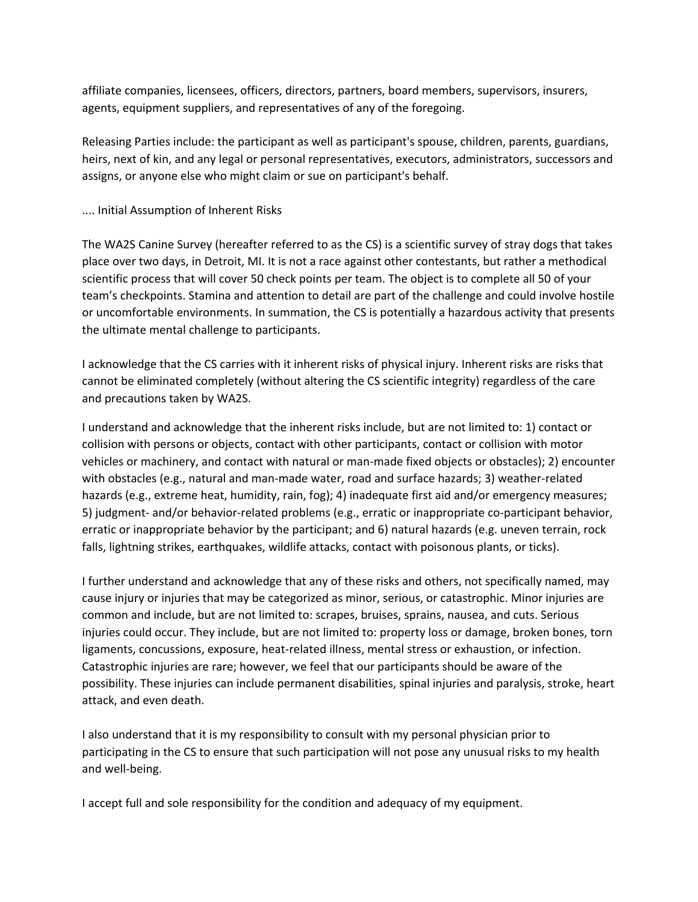affiliate companies, licensees, officers, directors, partners, board members, supervisors, insurers, agents, equipment suppliers, and representatives of any of the foregoing.

Releasing Parties include: the participant as well as participant's spouse, children, parents, guardians, heirs, next of kin, and any legal or personal representatives, executors, administrators, successors and assigns, or anyone else who might claim or sue on participant's behalf.

.... Initial Assumption of Inherent Risks

The WA2S Canine Survey (hereafter referred to as the CS) is a scientific survey of stray dogs that takes place over two days, in Detroit, MI. It is not a race against other contestants, but rather a methodical scientific process that will cover 50 check points per team. The object is to complete all 50 of your team's checkpoints. Stamina and attention to detail are part of the challenge and could involve hostile or uncomfortable environments. In summation, the CS is potentially a hazardous activity that presents the ultimate mental challenge to participants.

I acknowledge that the CS carries with it inherent risks of physical injury. Inherent risks are risks that cannot be eliminated completely (without altering the CS scientific integrity) regardless of the care and precautions taken by WA2S.

I understand and acknowledge that the inherent risks include, but are not limited to: 1) contact or collision with persons or objects, contact with other participants, contact or collision with motor vehicles or machinery, and contact with natural or man-made fixed objects or obstacles); 2) encounter with obstacles (e.g., natural and man-made water, road and surface hazards; 3) weather-related hazards (e.g., extreme heat, humidity, rain, fog); 4) inadequate first aid and/or emergency measures; 5) judgment- and/or behavior-related problems (e.g., erratic or inappropriate co-participant behavior, erratic or inappropriate behavior by the participant; and 6) natural hazards (e.g. uneven terrain, rock falls, lightning strikes, earthquakes, wildlife attacks, contact with poisonous plants, or ticks).

I further understand and acknowledge that any of these risks and others, not specifically named, may cause injury or injuries that may be categorized as minor, serious, or catastrophic. Minor injuries are common and include, but are not limited to: scrapes, bruises, sprains, nausea, and cuts. Serious injuries could occur. They include, but are not limited to: property loss or damage, broken bones, torn ligaments, concussions, exposure, heat-related illness, mental stress or exhaustion, or infection. Catastrophic injuries are rare; however, we feel that our participants should be aware of the possibility. These injuries can include permanent disabilities, spinal injuries and paralysis, stroke, heart attack, and even death.

I also understand that it is my responsibility to consult with my personal physician prior to participating in the CS to ensure that such participation will not pose any unusual risks to my health and well-being.

I accept full and sole responsibility for the condition and adequacy of my equipment.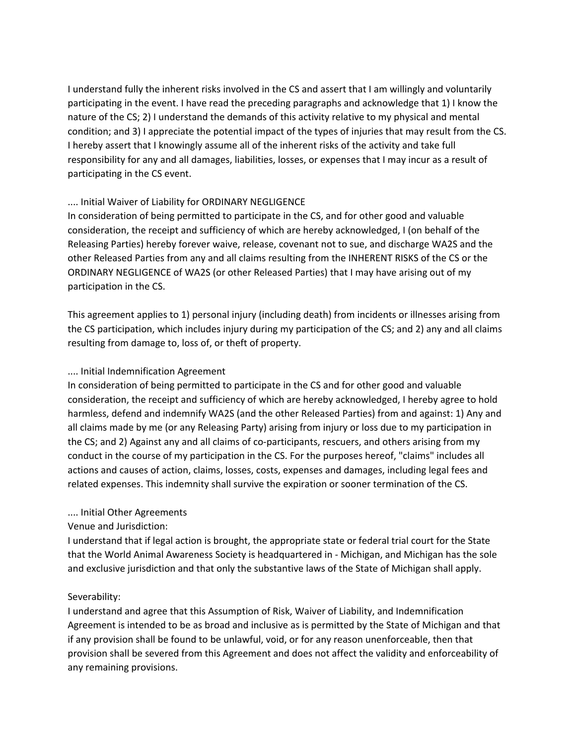I understand fully the inherent risks involved in the CS and assert that I am willingly and voluntarily participating in the event. I have read the preceding paragraphs and acknowledge that 1) I know the nature of the CS; 2) I understand the demands of this activity relative to my physical and mental condition; and 3) I appreciate the potential impact of the types of injuries that may result from the CS. I hereby assert that I knowingly assume all of the inherent risks of the activity and take full responsibility for any and all damages, liabilities, losses, or expenses that I may incur as a result of participating in the CS event.

.... Initial Waiver of Liability for ORDINARY NEGLIGENCE
In consideration of being permitted to participate in the CS, and for other good and valuable consideration, the receipt and sufficiency of which are hereby acknowledged, I (on behalf of the Releasing Parties) hereby forever waive, release, covenant not to sue, and discharge WA2S and the other Released Parties from any and all claims resulting from the INHERENT RISKS of the CS or the ORDINARY NEGLIGENCE of WA2S (or other Released Parties) that I may have arising out of my participation in the CS.

This agreement applies to 1) personal injury (including death) from incidents or illnesses arising from the CS participation, which includes injury during my participation of the CS; and 2) any and all claims resulting from damage to, loss of, or theft of property.

.... Initial Indemnification Agreement
In consideration of being permitted to participate in the CS and for other good and valuable consideration, the receipt and sufficiency of which are hereby acknowledged, I hereby agree to hold harmless, defend and indemnify WA2S (and the other Released Parties) from and against: 1) Any and all claims made by me (or any Releasing Party) arising from injury or loss due to my participation in the CS; and 2) Against any and all claims of co-participants, rescuers, and others arising from my conduct in the course of my participation in the CS. For the purposes hereof, "claims" includes all actions and causes of action, claims, losses, costs, expenses and damages, including legal fees and related expenses. This indemnity shall survive the expiration or sooner termination of the CS.

.... Initial Other Agreements
Venue and Jurisdiction:
I understand that if legal action is brought, the appropriate state or federal trial court for the State that the World Animal Awareness Society is headquartered in - Michigan, and Michigan has the sole and exclusive jurisdiction and that only the substantive laws of the State of Michigan shall apply.

Severability:
I understand and agree that this Assumption of Risk, Waiver of Liability, and Indemnification Agreement is intended to be as broad and inclusive as is permitted by the State of Michigan and that if any provision shall be found to be unlawful, void, or for any reason unenforceable, then that provision shall be severed from this Agreement and does not affect the validity and enforceability of any remaining provisions.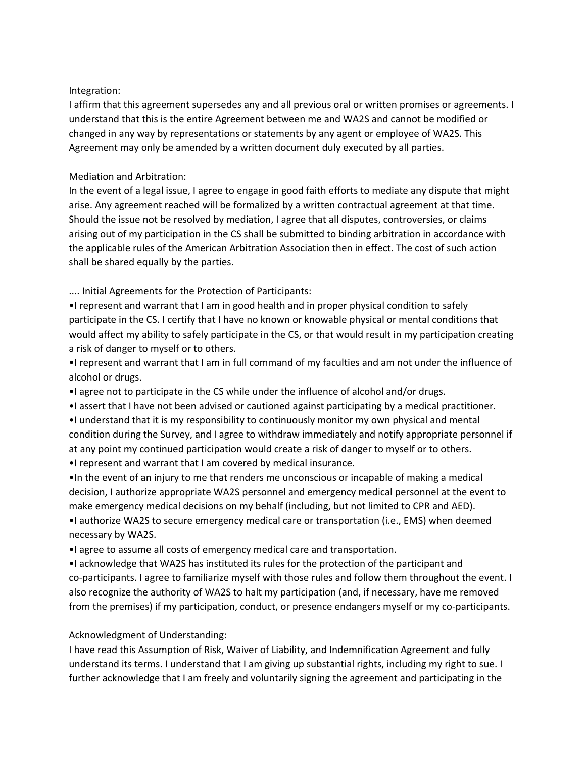Integration:
I affirm that this agreement supersedes any and all previous oral or written promises or agreements. I understand that this is the entire Agreement between me and WA2S and cannot be modified or changed in any way by representations or statements by any agent or employee of WA2S. This Agreement may only be amended by a written document duly executed by all parties.

Mediation and Arbitration:
In the event of a legal issue, I agree to engage in good faith efforts to mediate any dispute that might arise. Any agreement reached will be formalized by a written contractual agreement at that time. Should the issue not be resolved by mediation, I agree that all disputes, controversies, or claims arising out of my participation in the CS shall be submitted to binding arbitration in accordance with the applicable rules of the American Arbitration Association then in effect. The cost of such action shall be shared equally by the parties.

.... Initial Agreements for the Protection of Participants:

- I represent and warrant that I am in good health and in proper physical condition to safely participate in the CS. I certify that I have no known or knowable physical or mental conditions that would affect my ability to safely participate in the CS, or that would result in my participation creating a risk of danger to myself or to others.
- I represent and warrant that I am in full command of my faculties and am not under the influence of alcohol or drugs.
- I agree not to participate in the CS while under the influence of alcohol and/or drugs.
- I assert that I have not been advised or cautioned against participating by a medical practitioner.
- I understand that it is my responsibility to continuously monitor my own physical and mental condition during the Survey, and I agree to withdraw immediately and notify appropriate personnel if at any point my continued participation would create a risk of danger to myself or to others.
- I represent and warrant that I am covered by medical insurance.
- In the event of an injury to me that renders me unconscious or incapable of making a medical decision, I authorize appropriate WA2S personnel and emergency medical personnel at the event to make emergency medical decisions on my behalf (including, but not limited to CPR and AED).
- I authorize WA2S to secure emergency medical care or transportation (i.e., EMS) when deemed necessary by WA2S.
- I agree to assume all costs of emergency medical care and transportation.
- I acknowledge that WA2S has instituted its rules for the protection of the participant and co-participants. I agree to familiarize myself with those rules and follow them throughout the event. I also recognize the authority of WA2S to halt my participation (and, if necessary, have me removed from the premises) if my participation, conduct, or presence endangers myself or my co-participants.

Acknowledgment of Understanding:
I have read this Assumption of Risk, Waiver of Liability, and Indemnification Agreement and fully understand its terms. I understand that I am giving up substantial rights, including my right to sue. I further acknowledge that I am freely and voluntarily signing the agreement and participating in the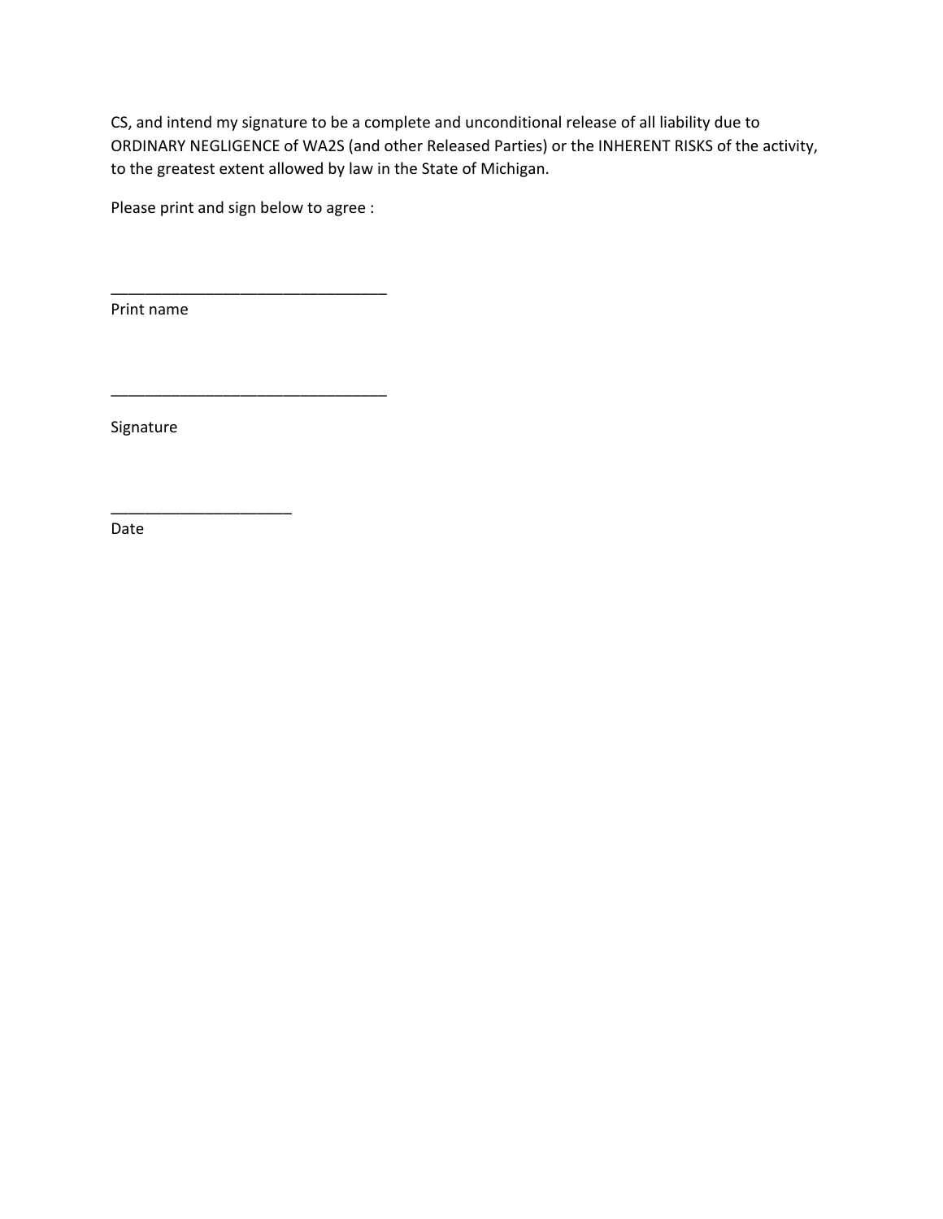CS, and intend my signature to be a complete and unconditional release of all liability due to ORDINARY NEGLIGENCE of WA2S (and other Released Parties) or the INHERENT RISKS of the activity, to the greatest extent allowed by law in the State of Michigan.

Please print and sign below to agree :

________________________________
Print name

________________________________
Signature

_____________________
Date